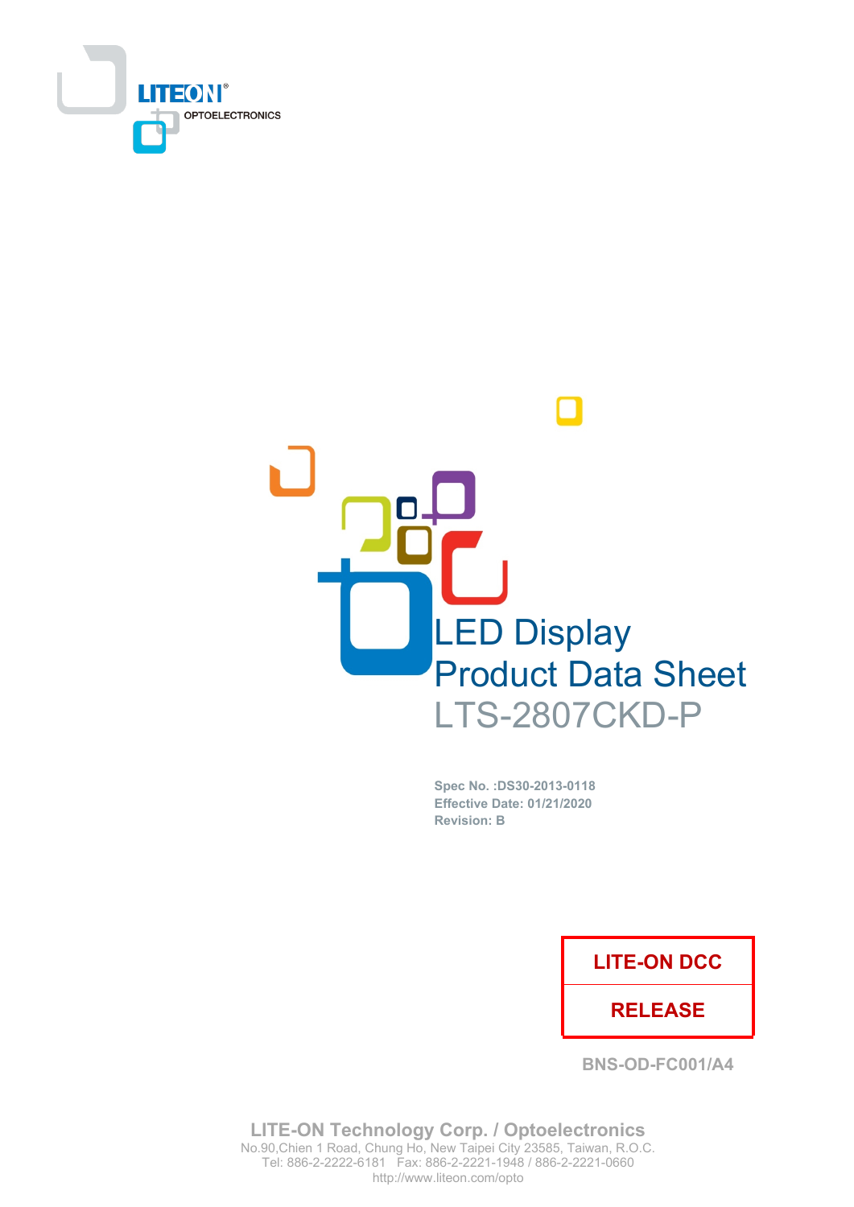LITEON® OPTOELECTRONICS

# LED Display
# Product Data Sheet
# LTS-2807CKD-P

**Spec No. :DS30-2013-0118**
**Effective Date: 01/21/2020**
**Revision: B**

| LITE-ON DCC |
| --- |
| RELEASE |

**BNS-OD-FC001/A4**

**LITE-ON Technology Corp. / Optoelectronics**
No.90,Chien 1 Road, Chung Ho, New Taipei City 23585, Taiwan, R.O.C.
Tel: 886-2-2222-6181 Fax: 886-2-2221-1948 / 886-2-2221-0660
http://www.liteon.com/opto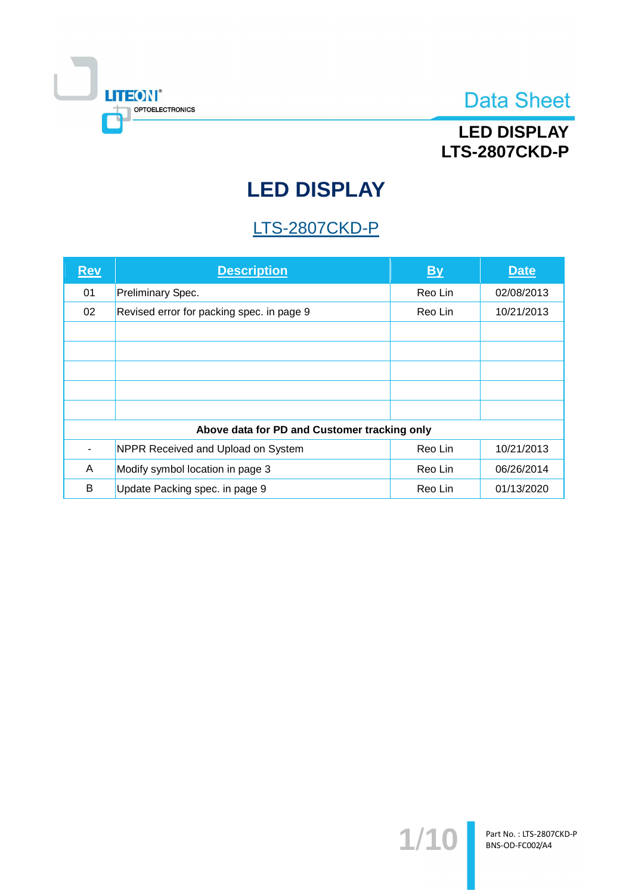# LED DISPLAY

## LTS-2807CKD-P

| Rev | Description | By | Date |
|---|---|---|---|
| 01 | Preliminary Spec. | Reo Lin | 02/08/2013 |
| 02 | Revised error for packing spec. in page 9 | Reo Lin | 10/21/2013 |
| | | | |
| | | | |
| | | | |
| | | | |
| | | | |
| **Above data for PD and Customer tracking only** | | | |
| - | NPPR Received and Upload on System | Reo Lin | 10/21/2013 |
| A | Modify symbol location in page 3 | Reo Lin | 06/26/2014 |
| B | Update Packing spec. in page 9 | Reo Lin | 01/13/2020 |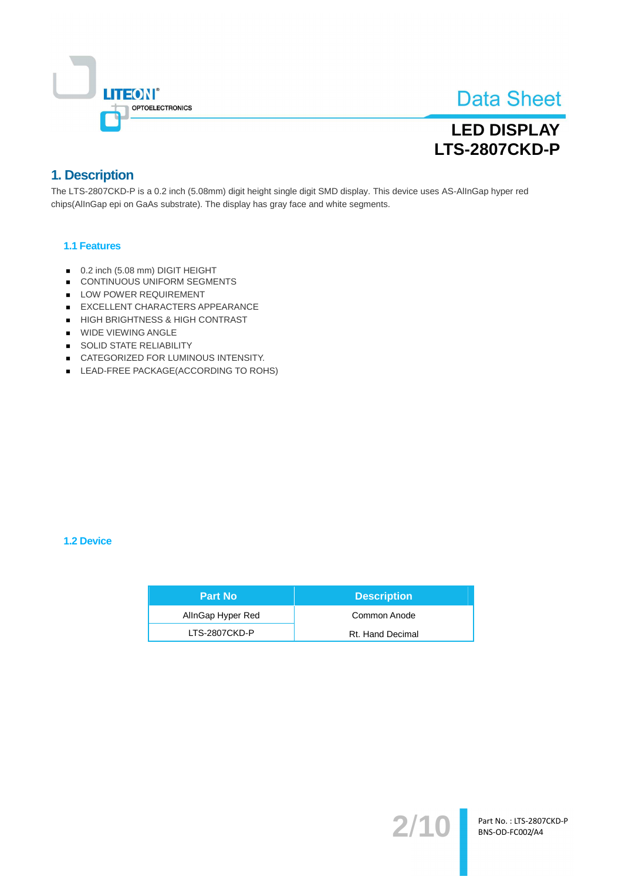# LED DISPLAY
# LTS-2807CKD-P

## 1. Description

The LTS-2807CKD-P is a 0.2 inch (5.08mm) digit height single digit SMD display. This device uses AS-AlInGap hyper red chips(AlInGap epi on GaAs substrate). The display has gray face and white segments.

### 1.1 Features

- 0.2 inch (5.08 mm) DIGIT HEIGHT
- CONTINUOUS UNIFORM SEGMENTS
- LOW POWER REQUIREMENT
- EXCELLENT CHARACTERS APPEARANCE
- HIGH BRIGHTNESS & HIGH CONTRAST
- WIDE VIEWING ANGLE
- SOLID STATE RELIABILITY
- CATEGORIZED FOR LUMINOUS INTENSITY.
- LEAD-FREE PACKAGE(ACCORDING TO ROHS)

### 1.2 Device

| Part No | Description |
|---|---|
| AlInGap Hyper Red | Common Anode |
| LTS-2807CKD-P | Rt. Hand Decimal |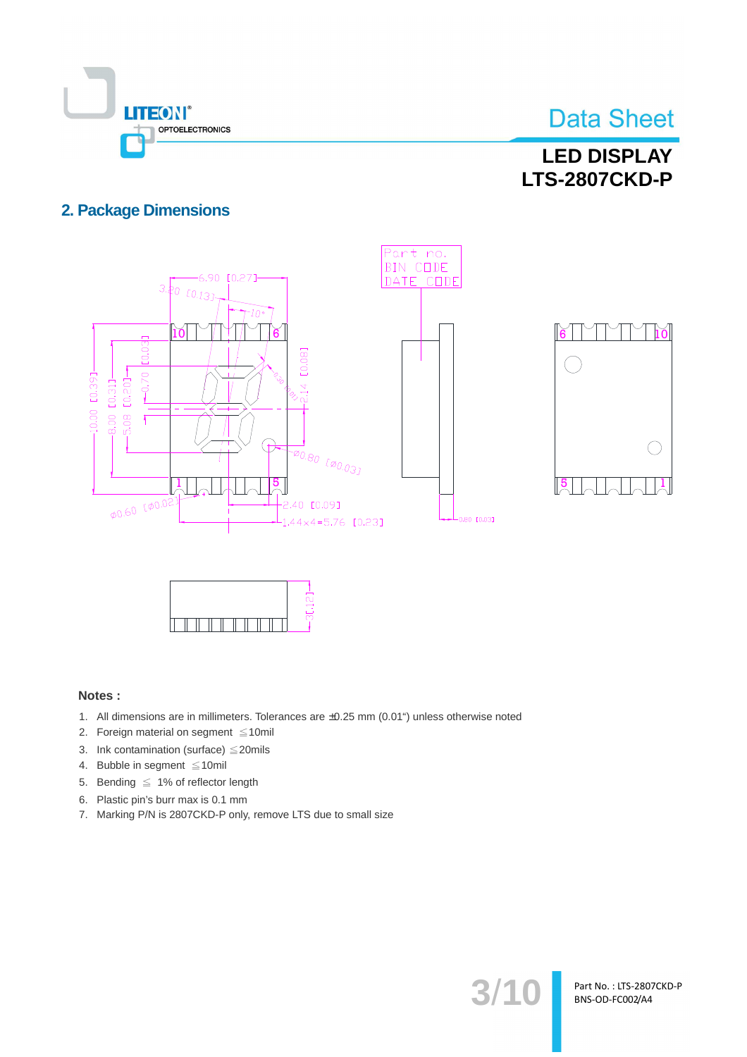## 2. Package Dimensions

**Notes :**

1. All dimensions are in millimeters. Tolerances are ±0.25 mm (0.01") unless otherwise noted
2. Foreign material on segment ≤10mil
3. Ink contamination (surface) ≤20mils
4. Bubble in segment ≤10mil
5. Bending ≤ 1% of reflector length
6. Plastic pin's burr max is 0.1 mm
7. Marking P/N is 2807CKD-P only, remove LTS due to small size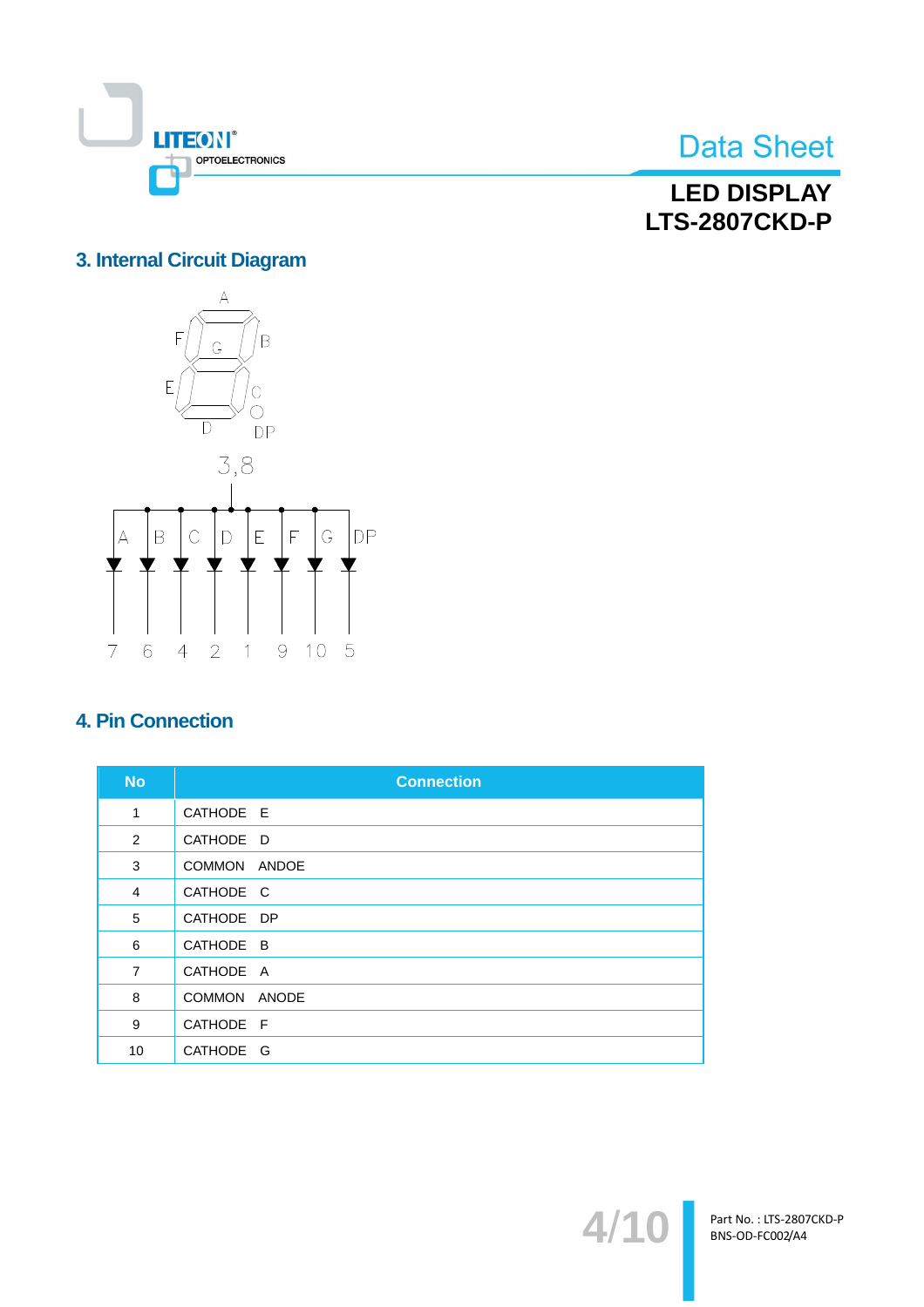## 3. Internal Circuit Diagram

## 4. Pin Connection

| No | Connection |
|---|---|
| 1 | CATHODE E |
| 2 | CATHODE D |
| 3 | COMMON ANDOE |
| 4 | CATHODE C |
| 5 | CATHODE DP |
| 6 | CATHODE B |
| 7 | CATHODE A |
| 8 | COMMON ANODE |
| 9 | CATHODE F |
| 10 | CATHODE G |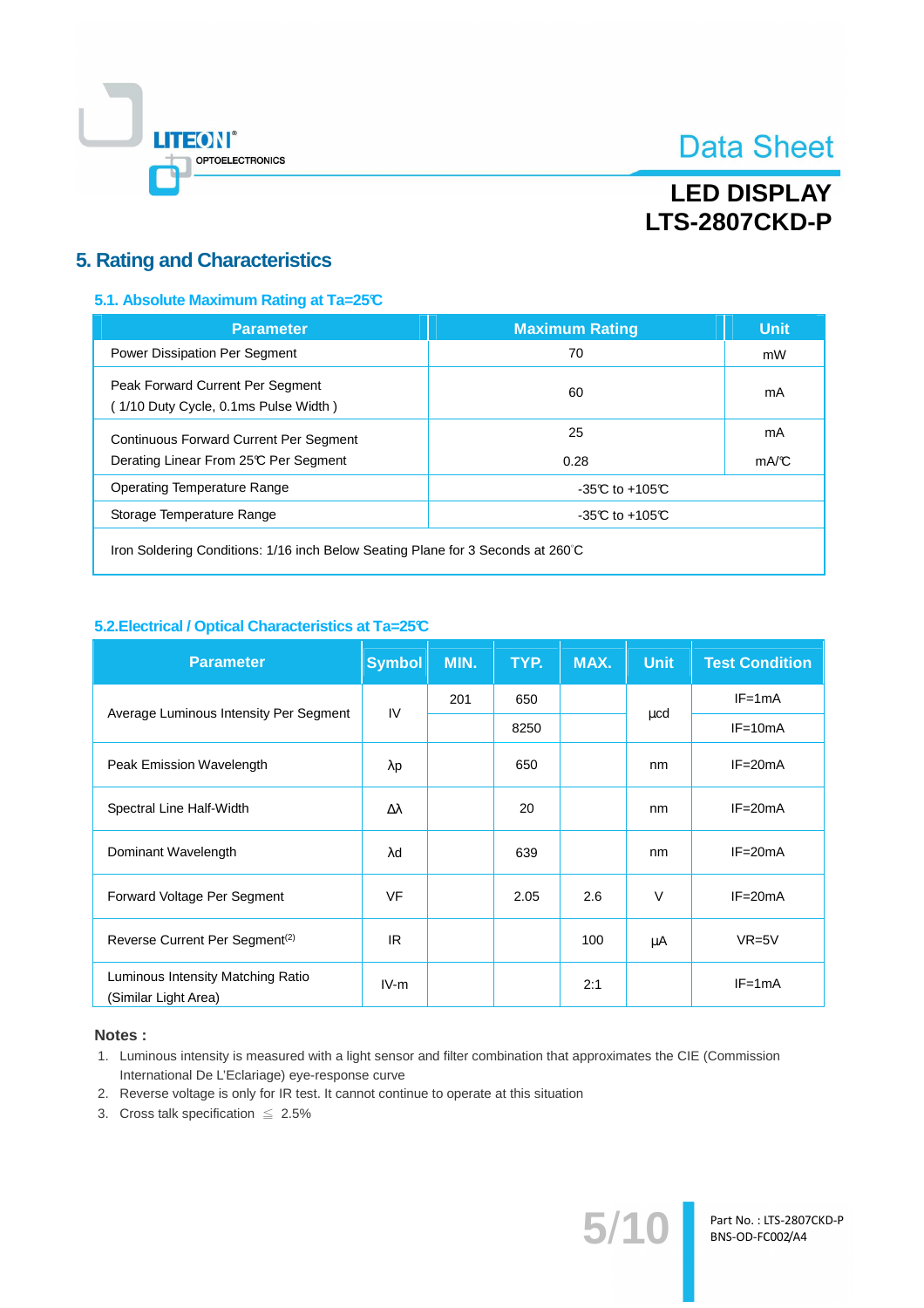## 5. Rating and Characteristics

### 5.1. Absolute Maximum Rating at Ta=25℃

| Parameter | Maximum Rating | Unit |
|---|---|---|
| Power Dissipation Per Segment | 70 | mW |
| Peak Forward Current Per Segment<br>( 1/10 Duty Cycle, 0.1ms Pulse Width ) | 60 | mA |
| Continuous Forward Current Per Segment<br>Derating Linear From 25℃ Per Segment | 25<br>0.28 | mA<br>mA/℃ |
| Operating Temperature Range | -35℃ to +105℃ | |
| Storage Temperature Range | -35℃ to +105℃ | |
| Iron Soldering Conditions: 1/16 inch Below Seating Plane for 3 Seconds at 260°C | | |

### 5.2.Electrical / Optical Characteristics at Ta=25℃

| Parameter | Symbol | MIN. | TYP. | MAX. | Unit | Test Condition |
|---|---|---|---|---|---|---|
| Average Luminous Intensity Per Segment | IV | 201 | 650 | | μcd | IF=1mA |
| | | | 8250 | | | IF=10mA |
| Peak Emission Wavelength | λp | | 650 | | nm | IF=20mA |
| Spectral Line Half-Width | Δλ | | 20 | | nm | IF=20mA |
| Dominant Wavelength | λd | | 639 | | nm | IF=20mA |
| Forward Voltage Per Segment | VF | | 2.05 | 2.6 | V | IF=20mA |
| Reverse Current Per Segment(2) | IR | | | 100 | μA | VR=5V |
| Luminous Intensity Matching Ratio<br>(Similar Light Area) | IV-m | | | 2:1 | | IF=1mA |

**Notes :**

1. Luminous intensity is measured with a light sensor and filter combination that approximates the CIE (Commission International De L'Eclariage) eye-response curve
2. Reverse voltage is only for IR test. It cannot continue to operate at this situation
3. Cross talk specification ≤ 2.5%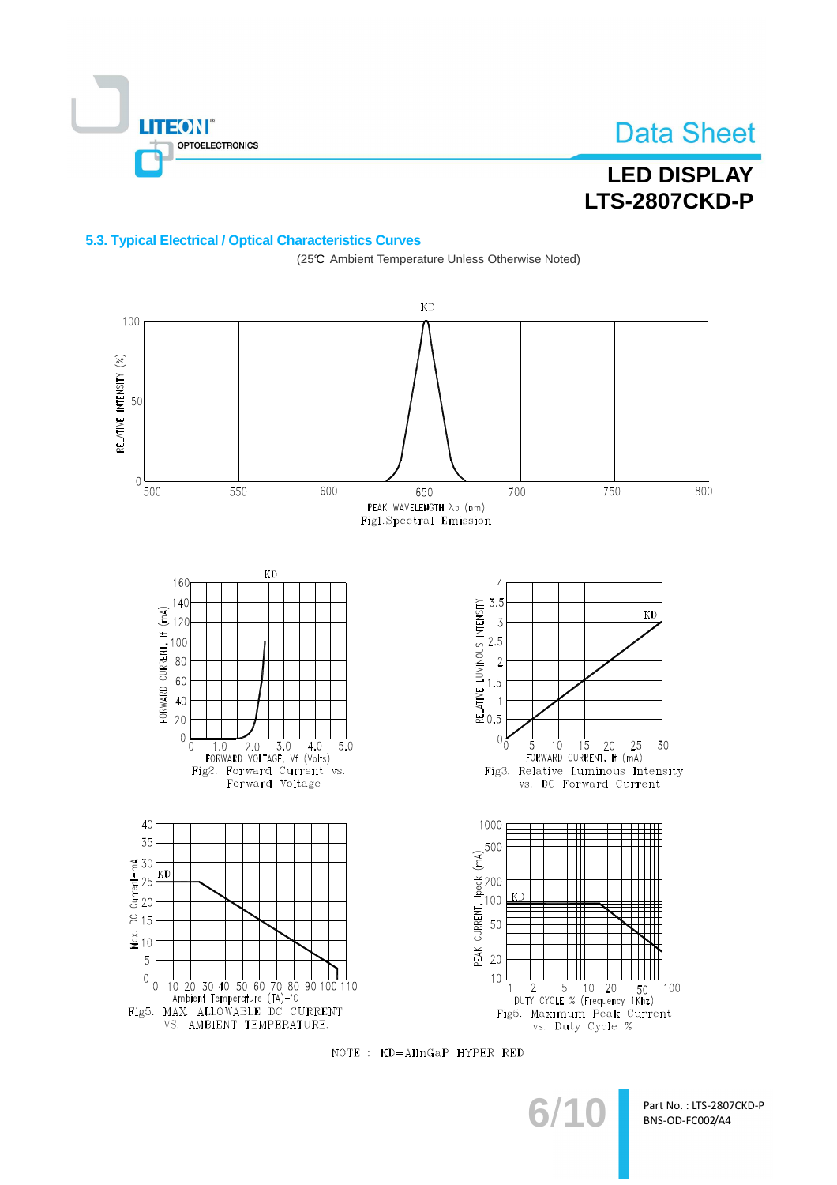## 5.3. Typical Electrical / Optical Characteristics Curves

(25℃ Ambient Temperature Unless Otherwise Noted)

Fig1.Spectral Emission

Fig2. Forward Current vs. Forward Voltage

Fig3. Relative Luminous Intensity vs. DC Forward Current

Fig5. MAX. ALLOWABLE DC CURRENT VS. AMBIENT TEMPERATURE.

Fig5. Maximum Peak Current vs. Duty Cycle %

NOTE : KD=AlInGaP HYPER RED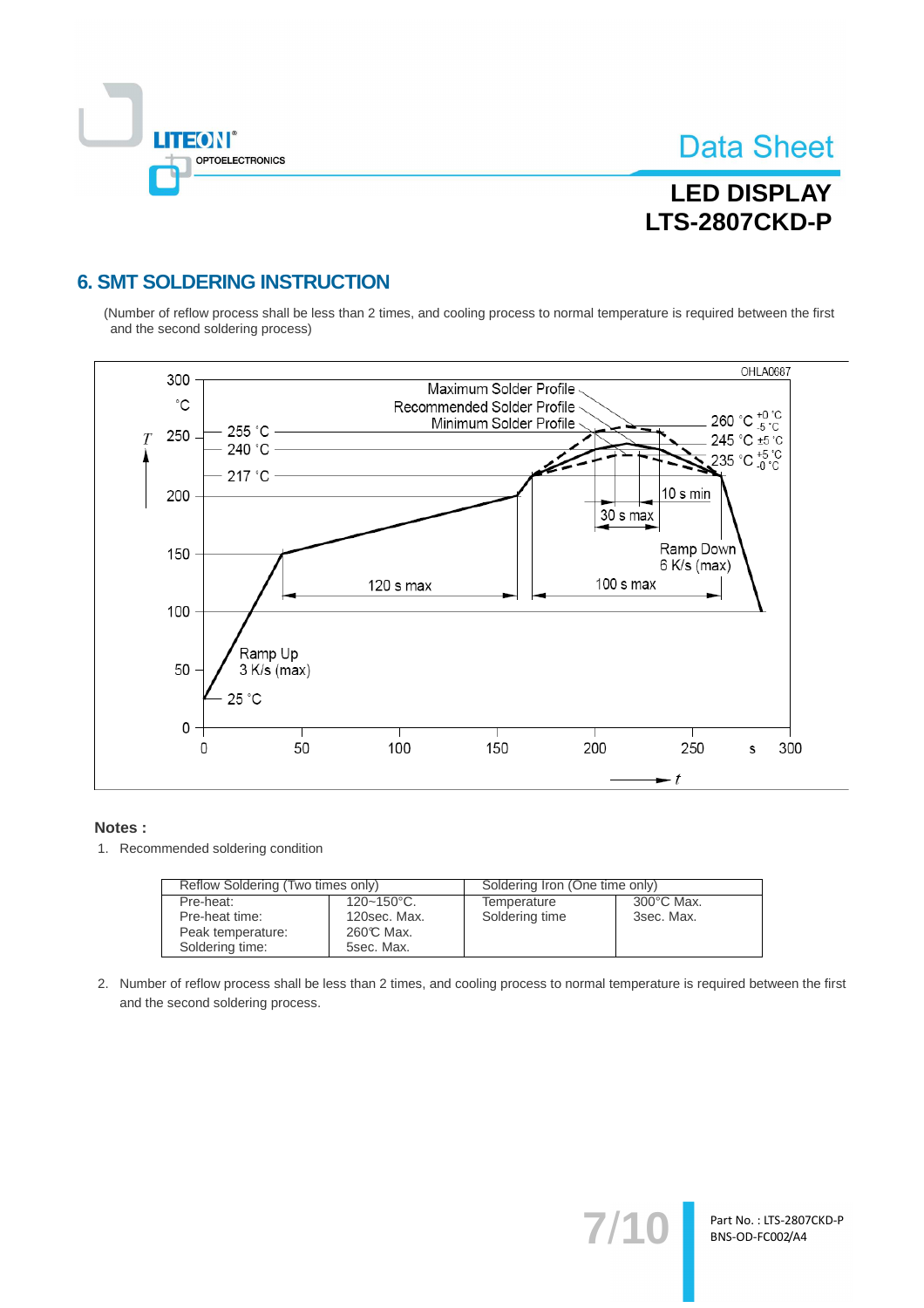## 6. SMT SOLDERING INSTRUCTION

(Number of reflow process shall be less than 2 times, and cooling process to normal temperature is required between the first and the second soldering process)

OHLA0687

Maximum Solder Profile
Recommended Solder Profile
Minimum Solder Profile

$T$ (°C): 0, 50, 100, 150, 200, 250, 300

255 °C
240 °C
217 °C
25 °C

$260\ °C\ ^{+0\ °C}_{-5\ °C}$
$245\ °C\ \pm 5\ °C$
$235\ °C\ ^{+5\ °C}_{-0\ °C}$

10 s min
30 s max
Ramp Down 6 K/s (max)
120 s max
100 s max
Ramp Up 3 K/s (max)

$t$ (s): 0, 50, 100, 150, 200, 250, 300

**Notes :**

1. Recommended soldering condition

| Reflow Soldering (Two times only) | | Soldering Iron (One time only) | |
|---|---|---|---|
| Pre-heat:<br>Pre-heat time:<br>Peak temperature:<br>Soldering time: | 120~150°C.<br>120sec. Max.<br>260℃ Max.<br>5sec. Max. | Temperature<br>Soldering time | 300°C Max.<br>3sec. Max. |

2. Number of reflow process shall be less than 2 times, and cooling process to normal temperature is required between the first and the second soldering process.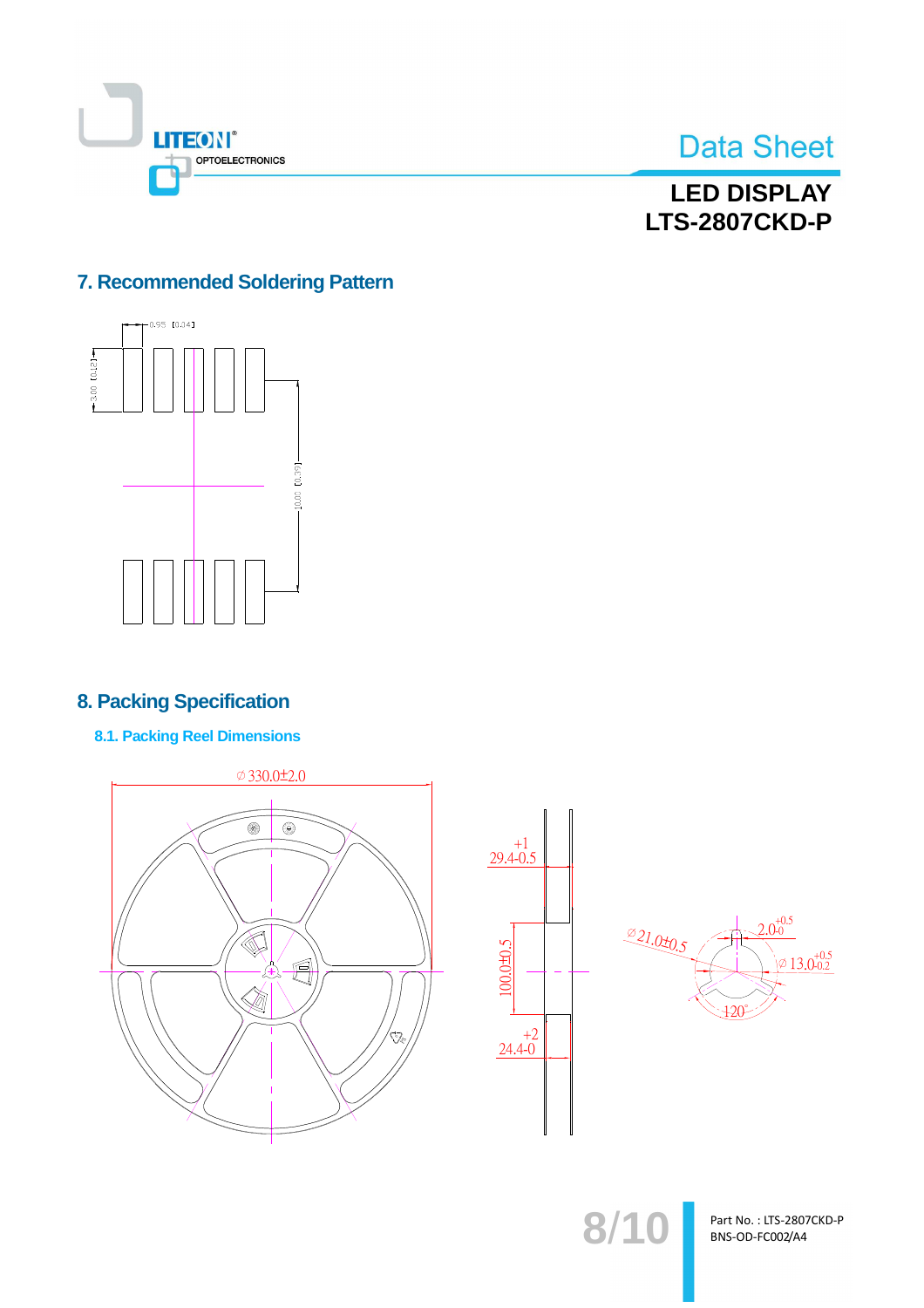## 7. Recommended Soldering Pattern

0.95 [0.04]

3.00 [0.12]

10.00 [0.39]

## 8. Packing Specification

### 8.1. Packing Reel Dimensions

∅ 330.0±2.0

$29.4^{+1}_{-0.5}$

100.0±0.5

$24.4^{+2}_{-0}$

∅ 21.0±0.5

$2.0^{+0.5}_{-0}$

$∅\ 13.0^{+0.5}_{-0.2}$

120°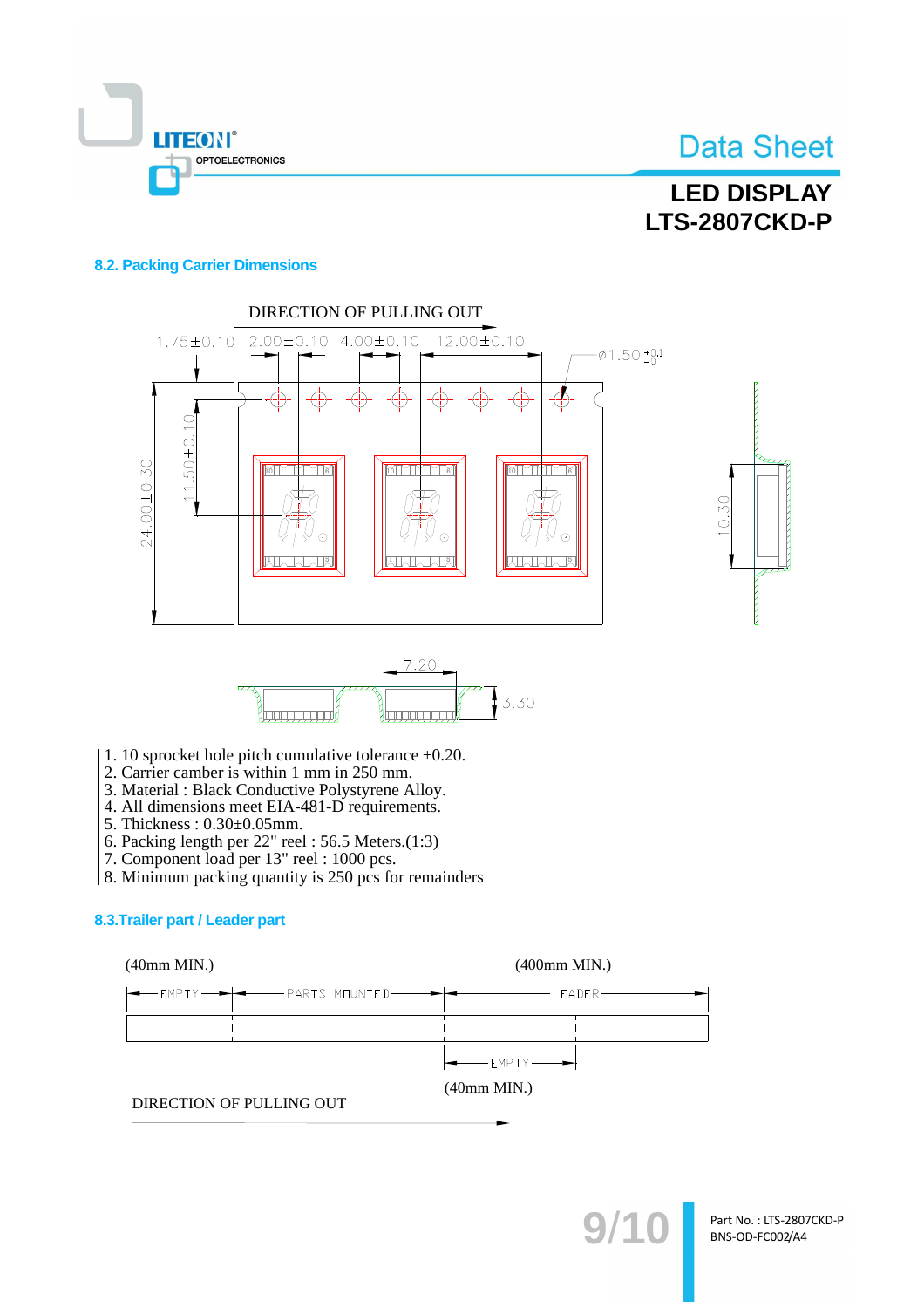## 8.2. Packing Carrier Dimensions

DIRECTION OF PULLING OUT

1.75±0.10 2.00±0.10 4.00±0.10 12.00±0.10 ø1.50 $^{+0.1}_{-0}$

24.00±0.30 11.50±0.10 10.30

7.20 3.30

1. 10 sprocket hole pitch cumulative tolerance ±0.20.
2. Carrier camber is within 1 mm in 250 mm.
3. Material : Black Conductive Polystyrene Alloy.
4. All dimensions meet EIA-481-D requirements.
5. Thickness : 0.30±0.05mm.
6. Packing length per 22" reel : 56.5 Meters.(1:3)
7. Component load per 13" reel : 1000 pcs.
8. Minimum packing quantity is 250 pcs for remainders

## 8.3.Trailer part / Leader part

(40mm MIN.) (400mm MIN.)

EMPTY PARTS MOUNTED LEADER

EMPTY

(40mm MIN.)

DIRECTION OF PULLING OUT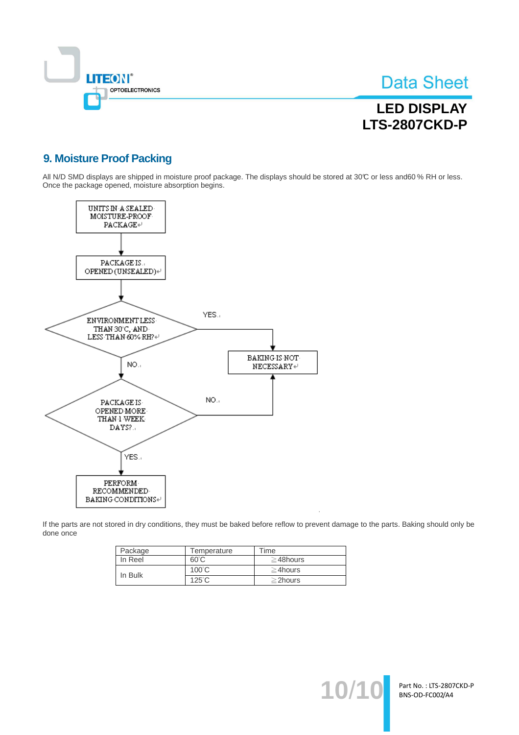## 9. Moisture Proof Packing

All N/D SMD displays are shipped in moisture proof package. The displays should be stored at 30℃ or less and60 % RH or less. Once the package opened, moisture absorption begins.

UNITS IN A SEALED MOISTURE-PROOF PACKAGE

PACKAGE IS OPENED (UNSEALED)

ENVIRONMENT LESS THAN 30°C, AND LESS THAN 60% RH?

YES

BAKING IS NOT NECESSARY

NO

PACKAGE IS OPENED MORE THAN 1 WEEK DAYS?

NO

YES

PERFORM RECOMMENDED BAKING CONDITIONS

If the parts are not stored in dry conditions, they must be baked before reflow to prevent damage to the parts. Baking should only be done once

| Package | Temperature | Time |
|---|---|---|
| In Reel | 60°C | ≧48hours |
| In Bulk | 100°C | ≧4hours |
| | 125°C | ≧2hours |